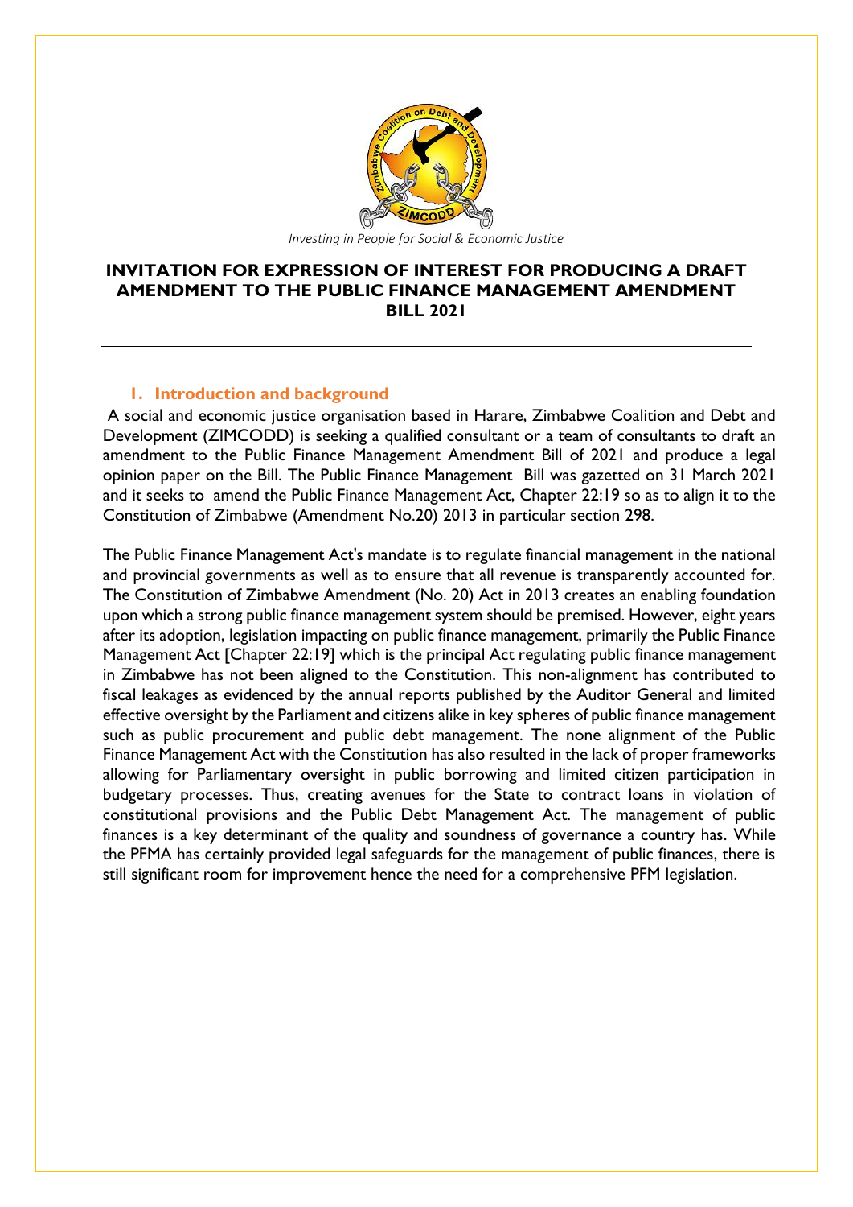*Investing in People for Social & Economic Justice*

# INVITATION FOR EXPRESSION OF INTEREST FOR PRODUCING A DRAFT AMENDMENT TO THE PUBLIC FINANCE MANAGEMENT AMENDMENT BILL 2021

---

## 1. Introduction and background

A social and economic justice organisation based in Harare, Zimbabwe Coalition and Debt and Development (ZIMCODD) is seeking a qualified consultant or a team of consultants to draft an amendment to the Public Finance Management Amendment Bill of 2021 and produce a legal opinion paper on the Bill. The Public Finance Management Bill was gazetted on 31 March 2021 and it seeks to amend the Public Finance Management Act, Chapter 22:19 so as to align it to the Constitution of Zimbabwe (Amendment No.20) 2013 in particular section 298.

The Public Finance Management Act's mandate is to regulate financial management in the national and provincial governments as well as to ensure that all revenue is transparently accounted for. The Constitution of Zimbabwe Amendment (No. 20) Act in 2013 creates an enabling foundation upon which a strong public finance management system should be premised. However, eight years after its adoption, legislation impacting on public finance management, primarily the Public Finance Management Act [Chapter 22:19] which is the principal Act regulating public finance management in Zimbabwe has not been aligned to the Constitution. This non-alignment has contributed to fiscal leakages as evidenced by the annual reports published by the Auditor General and limited effective oversight by the Parliament and citizens alike in key spheres of public finance management such as public procurement and public debt management. The none alignment of the Public Finance Management Act with the Constitution has also resulted in the lack of proper frameworks allowing for Parliamentary oversight in public borrowing and limited citizen participation in budgetary processes. Thus, creating avenues for the State to contract loans in violation of constitutional provisions and the Public Debt Management Act. The management of public finances is a key determinant of the quality and soundness of governance a country has. While the PFMA has certainly provided legal safeguards for the management of public finances, there is still significant room for improvement hence the need for a comprehensive PFM legislation.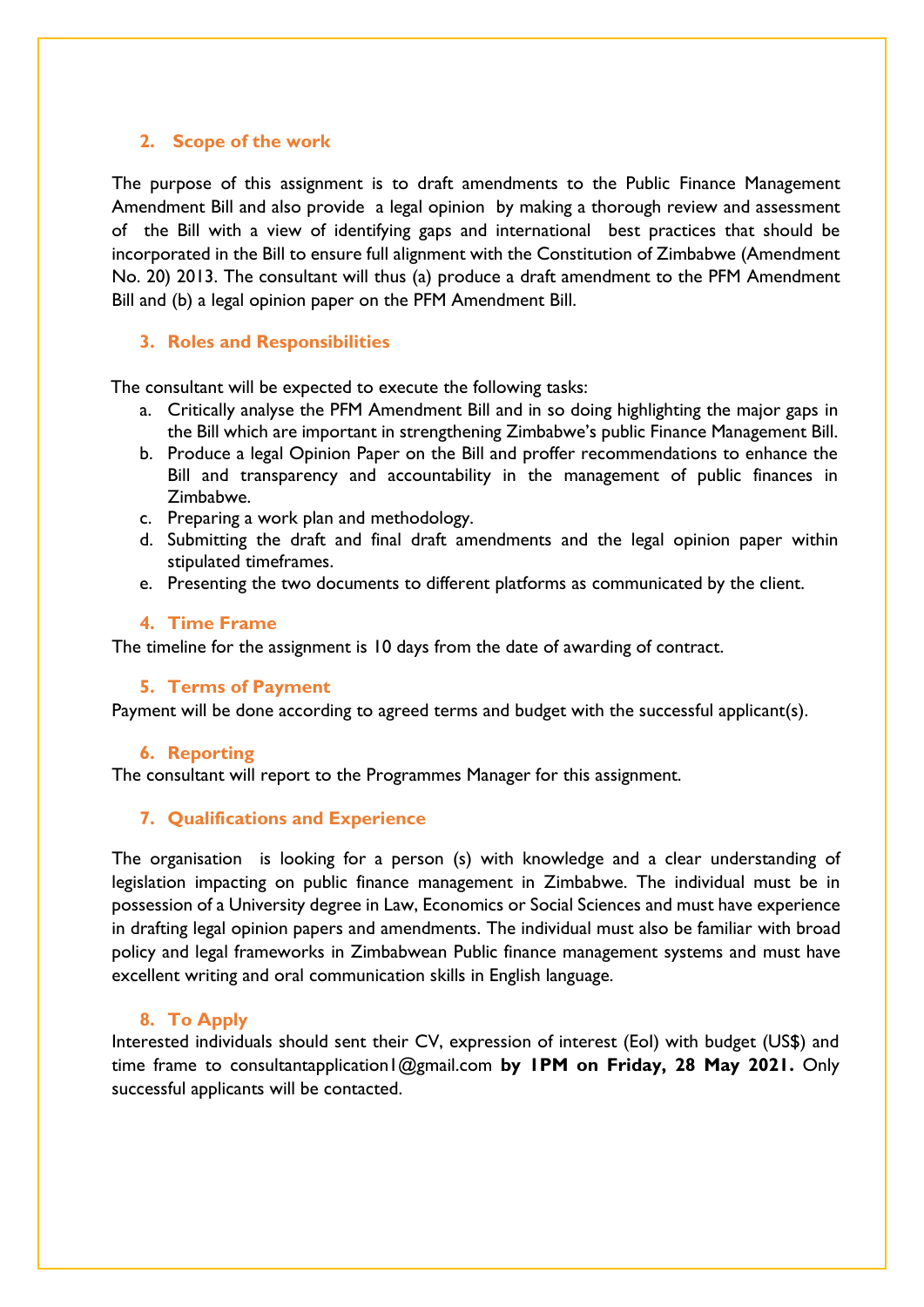## 2. Scope of the work

The purpose of this assignment is to draft amendments to the Public Finance Management Amendment Bill and also provide a legal opinion by making a thorough review and assessment of the Bill with a view of identifying gaps and international best practices that should be incorporated in the Bill to ensure full alignment with the Constitution of Zimbabwe (Amendment No. 20) 2013. The consultant will thus (a) produce a draft amendment to the PFM Amendment Bill and (b) a legal opinion paper on the PFM Amendment Bill.

## 3. Roles and Responsibilities

The consultant will be expected to execute the following tasks:

a. Critically analyse the PFM Amendment Bill and in so doing highlighting the major gaps in the Bill which are important in strengthening Zimbabwe's public Finance Management Bill.
b. Produce a legal Opinion Paper on the Bill and proffer recommendations to enhance the Bill and transparency and accountability in the management of public finances in Zimbabwe.
c. Preparing a work plan and methodology.
d. Submitting the draft and final draft amendments and the legal opinion paper within stipulated timeframes.
e. Presenting the two documents to different platforms as communicated by the client.

## 4. Time Frame

The timeline for the assignment is 10 days from the date of awarding of contract.

## 5. Terms of Payment

Payment will be done according to agreed terms and budget with the successful applicant(s).

## 6. Reporting

The consultant will report to the Programmes Manager for this assignment.

## 7. Qualifications and Experience

The organisation is looking for a person (s) with knowledge and a clear understanding of legislation impacting on public finance management in Zimbabwe. The individual must be in possession of a University degree in Law, Economics or Social Sciences and must have experience in drafting legal opinion papers and amendments. The individual must also be familiar with broad policy and legal frameworks in Zimbabwean Public finance management systems and must have excellent writing and oral communication skills in English language.

## 8. To Apply

Interested individuals should sent their CV, expression of interest (EoI) with budget (US$) and time frame to consultantapplication1@gmail.com **by 1PM on Friday, 28 May 2021.** Only successful applicants will be contacted.